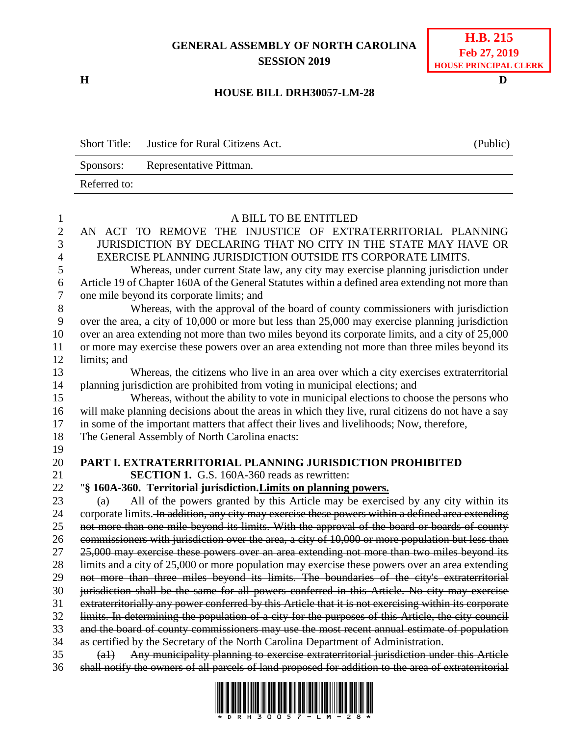**GENERAL ASSEMBLY OF NORTH CAROLINA**
**SESSION 2019**

**H.B. 215**
**Feb 27, 2019**
**HOUSE PRINCIPAL CLERK**

**H** **D**

**HOUSE BILL DRH30057-LM-28**

| | | |
|---|---|---|
| Short Title: | Justice for Rural Citizens Act. | (Public) |
| Sponsors: | Representative Pittman. | |
| Referred to: | | |

A BILL TO BE ENTITLED

AN ACT TO REMOVE THE INJUSTICE OF EXTRATERRITORIAL PLANNING JURISDICTION BY DECLARING THAT NO CITY IN THE STATE MAY HAVE OR EXERCISE PLANNING JURISDICTION OUTSIDE ITS CORPORATE LIMITS.

Whereas, under current State law, any city may exercise planning jurisdiction under Article 19 of Chapter 160A of the General Statutes within a defined area extending not more than one mile beyond its corporate limits; and

Whereas, with the approval of the board of county commissioners with jurisdiction over the area, a city of 10,000 or more but less than 25,000 may exercise planning jurisdiction over an area extending not more than two miles beyond its corporate limits, and a city of 25,000 or more may exercise these powers over an area extending not more than three miles beyond its limits; and

Whereas, the citizens who live in an area over which a city exercises extraterritorial planning jurisdiction are prohibited from voting in municipal elections; and

Whereas, without the ability to vote in municipal elections to choose the persons who will make planning decisions about the areas in which they live, rural citizens do not have a say in some of the important matters that affect their lives and livelihoods; Now, therefore,

The General Assembly of North Carolina enacts:

**PART I. EXTRATERRITORIAL PLANNING JURISDICTION PROHIBITED**

**SECTION 1.** G.S. 160A-360 reads as rewritten:

"**§ 160A-360. ~~Territorial jurisdiction.~~<u>Limits on planning powers.</u>**

(a) All of the powers granted by this Article may be exercised by any city within its corporate limits. ~~In addition, any city may exercise these powers within a defined area extending not more than one mile beyond its limits. With the approval of the board or boards of county commissioners with jurisdiction over the area, a city of 10,000 or more population but less than 25,000 may exercise these powers over an area extending not more than two miles beyond its limits and a city of 25,000 or more population may exercise these powers over an area extending not more than three miles beyond its limits. The boundaries of the city's extraterritorial jurisdiction shall be the same for all powers conferred in this Article. No city may exercise extraterritorially any power conferred by this Article that it is not exercising within its corporate limits. In determining the population of a city for the purposes of this Article, the city council and the board of county commissioners may use the most recent annual estimate of population as certified by the Secretary of the North Carolina Department of Administration.~~

~~(a1) Any municipality planning to exercise extraterritorial jurisdiction under this Article shall notify the owners of all parcels of land proposed for addition to the area of extraterritorial~~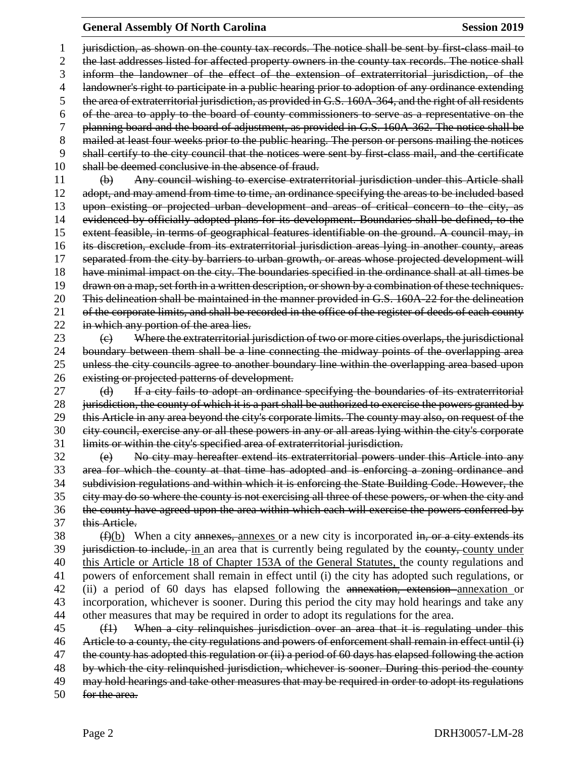~~jurisdiction, as shown on the county tax records. The notice shall be sent by first-class mail to the last addresses listed for affected property owners in the county tax records. The notice shall inform the landowner of the effect of the extension of extraterritorial jurisdiction, of the landowner's right to participate in a public hearing prior to adoption of any ordinance extending the area of extraterritorial jurisdiction, as provided in G.S. 160A-364, and the right of all residents of the area to apply to the board of county commissioners to serve as a representative on the planning board and the board of adjustment, as provided in G.S. 160A-362. The notice shall be mailed at least four weeks prior to the public hearing. The person or persons mailing the notices shall certify to the city council that the notices were sent by first-class mail, and the certificate shall be deemed conclusive in the absence of fraud.~~

~~(b) Any council wishing to exercise extraterritorial jurisdiction under this Article shall adopt, and may amend from time to time, an ordinance specifying the areas to be included based upon existing or projected urban development and areas of critical concern to the city, as evidenced by officially adopted plans for its development. Boundaries shall be defined, to the extent feasible, in terms of geographical features identifiable on the ground. A council may, in its discretion, exclude from its extraterritorial jurisdiction areas lying in another county, areas separated from the city by barriers to urban growth, or areas whose projected development will have minimal impact on the city. The boundaries specified in the ordinance shall at all times be drawn on a map, set forth in a written description, or shown by a combination of these techniques. This delineation shall be maintained in the manner provided in G.S. 160A-22 for the delineation of the corporate limits, and shall be recorded in the office of the register of deeds of each county in which any portion of the area lies.~~

~~(c) Where the extraterritorial jurisdiction of two or more cities overlaps, the jurisdictional boundary between them shall be a line connecting the midway points of the overlapping area unless the city councils agree to another boundary line within the overlapping area based upon existing or projected patterns of development.~~

~~(d) If a city fails to adopt an ordinance specifying the boundaries of its extraterritorial jurisdiction, the county of which it is a part shall be authorized to exercise the powers granted by this Article in any area beyond the city's corporate limits. The county may also, on request of the city council, exercise any or all these powers in any or all areas lying within the city's corporate limits or within the city's specified area of extraterritorial jurisdiction.~~

~~(e) No city may hereafter extend its extraterritorial powers under this Article into any area for which the county at that time has adopted and is enforcing a zoning ordinance and subdivision regulations and within which it is enforcing the State Building Code. However, the city may do so where the county is not exercising all three of these powers, or when the city and the county have agreed upon the area within which each will exercise the powers conferred by this Article.~~

~~(f)~~<u>(b)</u> When a city ~~annexes,~~ <u>annexes</u> or a new city is incorporated ~~in, or a city extends its jurisdiction to include,~~ <u>in</u> an area that is currently being regulated by the ~~county,~~ <u>county under this Article or Article 18 of Chapter 153A of the General Statutes,</u> the county regulations and powers of enforcement shall remain in effect until (i) the city has adopted such regulations, or (ii) a period of 60 days has elapsed following the ~~annexation, extension~~ <u>annexation</u> or incorporation, whichever is sooner. During this period the city may hold hearings and take any other measures that may be required in order to adopt its regulations for the area.

~~(f1) When a city relinquishes jurisdiction over an area that it is regulating under this Article to a county, the city regulations and powers of enforcement shall remain in effect until (i) the county has adopted this regulation or (ii) a period of 60 days has elapsed following the action by which the city relinquished jurisdiction, whichever is sooner. During this period the county may hold hearings and take other measures that may be required in order to adopt its regulations for the area.~~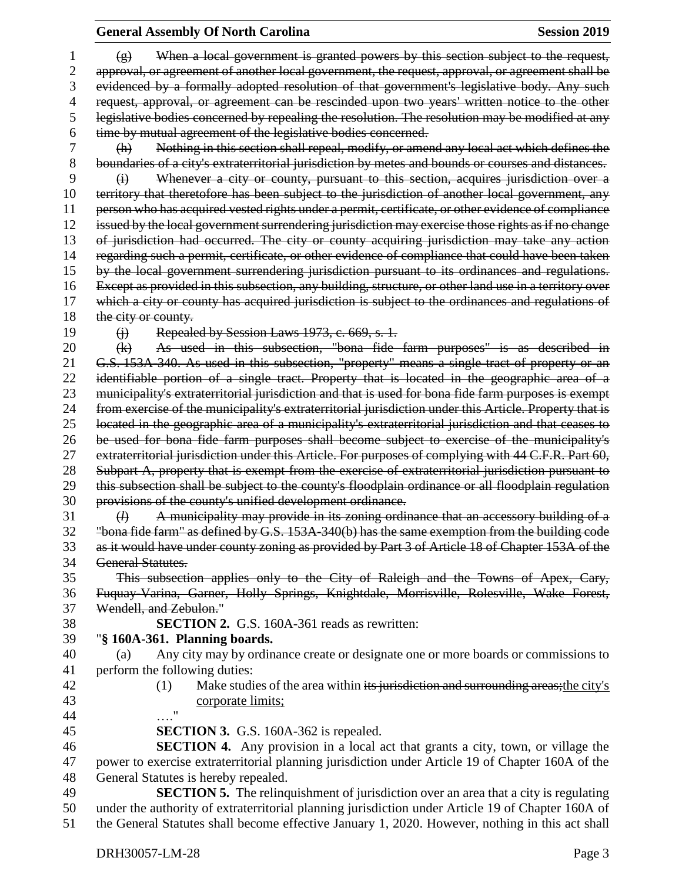~~(g) When a local government is granted powers by this section subject to the request, approval, or agreement of another local government, the request, approval, or agreement shall be evidenced by a formally adopted resolution of that government's legislative body. Any such request, approval, or agreement can be rescinded upon two years' written notice to the other legislative bodies concerned by repealing the resolution. The resolution may be modified at any time by mutual agreement of the legislative bodies concerned.~~

~~(h) Nothing in this section shall repeal, modify, or amend any local act which defines the boundaries of a city's extraterritorial jurisdiction by metes and bounds or courses and distances.~~

~~(i) Whenever a city or county, pursuant to this section, acquires jurisdiction over a territory that theretofore has been subject to the jurisdiction of another local government, any person who has acquired vested rights under a permit, certificate, or other evidence of compliance issued by the local government surrendering jurisdiction may exercise those rights as if no change of jurisdiction had occurred. The city or county acquiring jurisdiction may take any action regarding such a permit, certificate, or other evidence of compliance that could have been taken by the local government surrendering jurisdiction pursuant to its ordinances and regulations. Except as provided in this subsection, any building, structure, or other land use in a territory over which a city or county has acquired jurisdiction is subject to the ordinances and regulations of the city or county.~~

~~(j) Repealed by Session Laws 1973, c. 669, s. 1.~~

~~(k) As used in this subsection, "bona fide farm purposes" is as described in G.S. 153A-340. As used in this subsection, "property" means a single tract of property or an identifiable portion of a single tract. Property that is located in the geographic area of a municipality's extraterritorial jurisdiction and that is used for bona fide farm purposes is exempt from exercise of the municipality's extraterritorial jurisdiction under this Article. Property that is located in the geographic area of a municipality's extraterritorial jurisdiction and that ceases to be used for bona fide farm purposes shall become subject to exercise of the municipality's extraterritorial jurisdiction under this Article. For purposes of complying with 44 C.F.R. Part 60, Subpart A, property that is exempt from the exercise of extraterritorial jurisdiction pursuant to this subsection shall be subject to the county's floodplain ordinance or all floodplain regulation provisions of the county's unified development ordinance.~~

~~(*l*) A municipality may provide in its zoning ordinance that an accessory building of a "bona fide farm" as defined by G.S. 153A-340(b) has the same exemption from the building code as it would have under county zoning as provided by Part 3 of Article 18 of Chapter 153A of the General Statutes.~~

~~This subsection applies only to the City of Raleigh and the Towns of Apex, Cary, Fuquay-Varina, Garner, Holly Springs, Knightdale, Morrisville, Rolesville, Wake Forest, Wendell, and Zebulon.~~"

**SECTION 2.** G.S. 160A-361 reads as rewritten:

"**§ 160A-361. Planning boards.**

(a) Any city may by ordinance create or designate one or more boards or commissions to perform the following duties:

(1) Make studies of the area within ~~its jurisdiction and surrounding areas;~~<u>the city's corporate limits;</u>

…."

**SECTION 3.** G.S. 160A-362 is repealed.

**SECTION 4.** Any provision in a local act that grants a city, town, or village the power to exercise extraterritorial planning jurisdiction under Article 19 of Chapter 160A of the General Statutes is hereby repealed.

**SECTION 5.** The relinquishment of jurisdiction over an area that a city is regulating under the authority of extraterritorial planning jurisdiction under Article 19 of Chapter 160A of the General Statutes shall become effective January 1, 2020. However, nothing in this act shall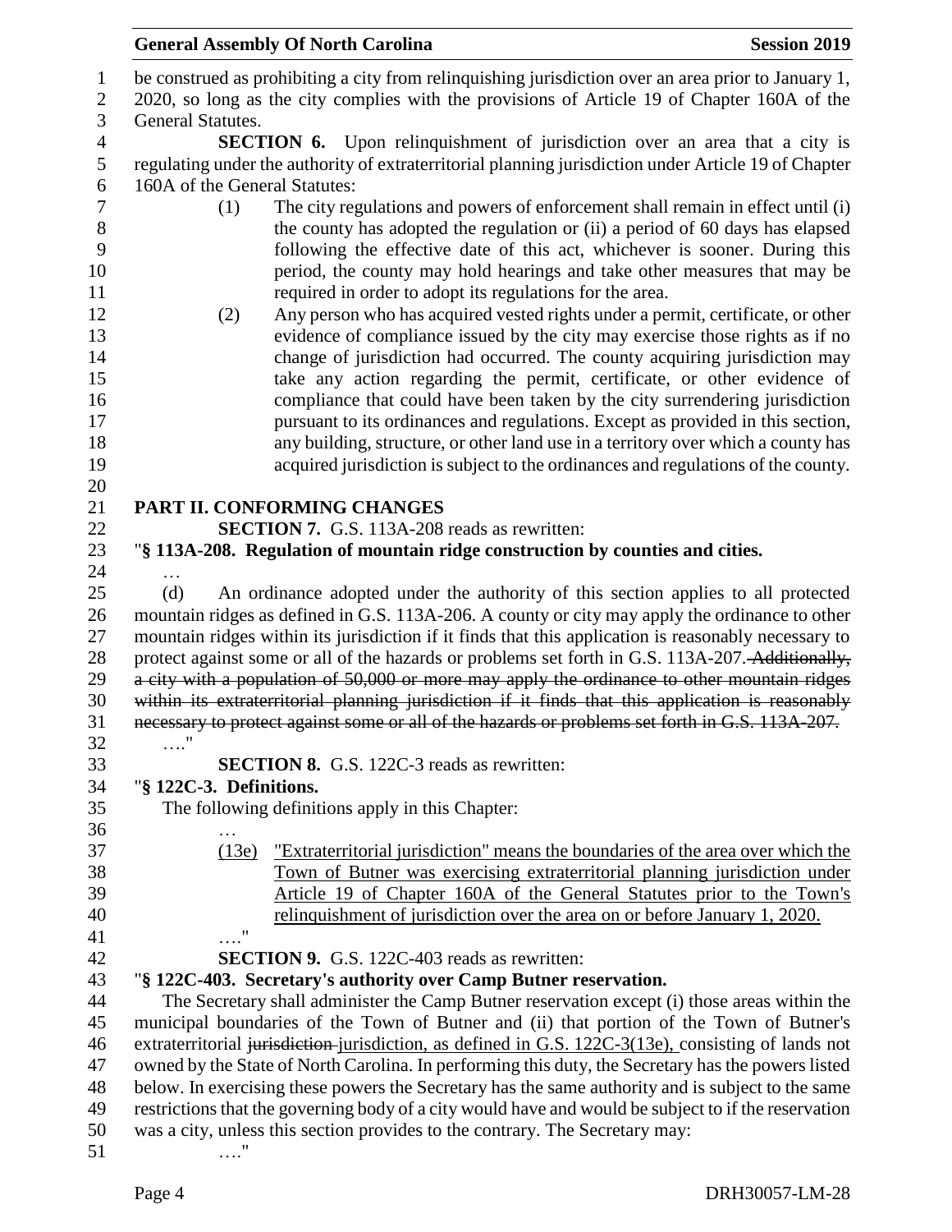be construed as prohibiting a city from relinquishing jurisdiction over an area prior to January 1, 2020, so long as the city complies with the provisions of Article 19 of Chapter 160A of the General Statutes.

**SECTION 6.** Upon relinquishment of jurisdiction over an area that a city is regulating under the authority of extraterritorial planning jurisdiction under Article 19 of Chapter 160A of the General Statutes:

(1) The city regulations and powers of enforcement shall remain in effect until (i) the county has adopted the regulation or (ii) a period of 60 days has elapsed following the effective date of this act, whichever is sooner. During this period, the county may hold hearings and take other measures that may be required in order to adopt its regulations for the area.

(2) Any person who has acquired vested rights under a permit, certificate, or other evidence of compliance issued by the city may exercise those rights as if no change of jurisdiction had occurred. The county acquiring jurisdiction may take any action regarding the permit, certificate, or other evidence of compliance that could have been taken by the city surrendering jurisdiction pursuant to its ordinances and regulations. Except as provided in this section, any building, structure, or other land use in a territory over which a county has acquired jurisdiction is subject to the ordinances and regulations of the county.

## PART II. CONFORMING CHANGES

**SECTION 7.** G.S. 113A-208 reads as rewritten:

"**§ 113A-208. Regulation of mountain ridge construction by counties and cities.**

…

(d) An ordinance adopted under the authority of this section applies to all protected mountain ridges as defined in G.S. 113A-206. A county or city may apply the ordinance to other mountain ridges within its jurisdiction if it finds that this application is reasonably necessary to protect against some or all of the hazards or problems set forth in G.S. 113A-207. ~~Additionally, a city with a population of 50,000 or more may apply the ordinance to other mountain ridges within its extraterritorial planning jurisdiction if it finds that this application is reasonably necessary to protect against some or all of the hazards or problems set forth in G.S. 113A-207.~~

…."

**SECTION 8.** G.S. 122C-3 reads as rewritten:

"**§ 122C-3. Definitions.**

The following definitions apply in this Chapter:

…

<u>(13e) "Extraterritorial jurisdiction" means the boundaries of the area over which the Town of Butner was exercising extraterritorial planning jurisdiction under Article 19 of Chapter 160A of the General Statutes prior to the Town's relinquishment of jurisdiction over the area on or before January 1, 2020.</u>

…."

**SECTION 9.** G.S. 122C-403 reads as rewritten:

"**§ 122C-403. Secretary's authority over Camp Butner reservation.**

The Secretary shall administer the Camp Butner reservation except (i) those areas within the municipal boundaries of the Town of Butner and (ii) that portion of the Town of Butner's extraterritorial ~~jurisdiction~~ <u>jurisdiction, as defined in G.S. 122C-3(13e),</u> consisting of lands not owned by the State of North Carolina. In performing this duty, the Secretary has the powers listed below. In exercising these powers the Secretary has the same authority and is subject to the same restrictions that the governing body of a city would have and would be subject to if the reservation was a city, unless this section provides to the contrary. The Secretary may:

…."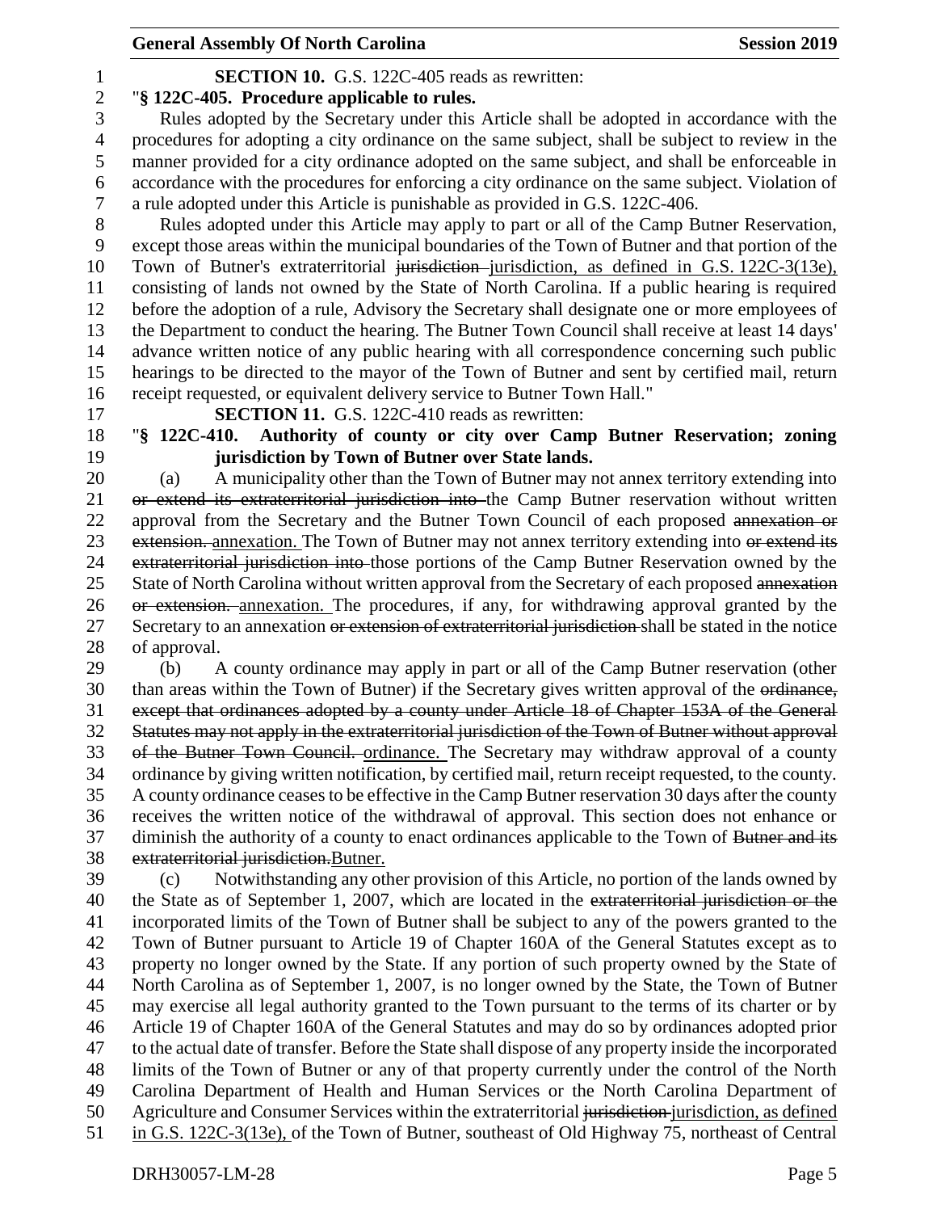**SECTION 10.** G.S. 122C-405 reads as rewritten:

"**§ 122C-405. Procedure applicable to rules.**

Rules adopted by the Secretary under this Article shall be adopted in accordance with the procedures for adopting a city ordinance on the same subject, shall be subject to review in the manner provided for a city ordinance adopted on the same subject, and shall be enforceable in accordance with the procedures for enforcing a city ordinance on the same subject. Violation of a rule adopted under this Article is punishable as provided in G.S. 122C-406.

Rules adopted under this Article may apply to part or all of the Camp Butner Reservation, except those areas within the municipal boundaries of the Town of Butner and that portion of the Town of Butner's extraterritorial ~~jurisdiction~~ jurisdiction, as defined in G.S. 122C-3(13e), consisting of lands not owned by the State of North Carolina. If a public hearing is required before the adoption of a rule, Advisory the Secretary shall designate one or more employees of the Department to conduct the hearing. The Butner Town Council shall receive at least 14 days' advance written notice of any public hearing with all correspondence concerning such public hearings to be directed to the mayor of the Town of Butner and sent by certified mail, return receipt requested, or equivalent delivery service to Butner Town Hall."

**SECTION 11.** G.S. 122C-410 reads as rewritten:

"**§ 122C-410. Authority of county or city over Camp Butner Reservation; zoning jurisdiction by Town of Butner over State lands.**

(a) A municipality other than the Town of Butner may not annex territory extending into ~~or extend its extraterritorial jurisdiction into~~ the Camp Butner reservation without written approval from the Secretary and the Butner Town Council of each proposed ~~annexation or extension.~~ annexation. The Town of Butner may not annex territory extending into ~~or extend its extraterritorial jurisdiction into~~ those portions of the Camp Butner Reservation owned by the State of North Carolina without written approval from the Secretary of each proposed ~~annexation or extension.~~ annexation. The procedures, if any, for withdrawing approval granted by the Secretary to an annexation ~~or extension of extraterritorial jurisdiction~~ shall be stated in the notice of approval.

(b) A county ordinance may apply in part or all of the Camp Butner reservation (other than areas within the Town of Butner) if the Secretary gives written approval of the ~~ordinance, except that ordinances adopted by a county under Article 18 of Chapter 153A of the General Statutes may not apply in the extraterritorial jurisdiction of the Town of Butner without approval of the Butner Town Council.~~ ordinance. The Secretary may withdraw approval of a county ordinance by giving written notification, by certified mail, return receipt requested, to the county. A county ordinance ceases to be effective in the Camp Butner reservation 30 days after the county receives the written notice of the withdrawal of approval. This section does not enhance or diminish the authority of a county to enact ordinances applicable to the Town of ~~Butner and its extraterritorial jurisdiction.~~Butner.

(c) Notwithstanding any other provision of this Article, no portion of the lands owned by the State as of September 1, 2007, which are located in the ~~extraterritorial jurisdiction or the~~ incorporated limits of the Town of Butner shall be subject to any of the powers granted to the Town of Butner pursuant to Article 19 of Chapter 160A of the General Statutes except as to property no longer owned by the State. If any portion of such property owned by the State of North Carolina as of September 1, 2007, is no longer owned by the State, the Town of Butner may exercise all legal authority granted to the Town pursuant to the terms of its charter or by Article 19 of Chapter 160A of the General Statutes and may do so by ordinances adopted prior to the actual date of transfer. Before the State shall dispose of any property inside the incorporated limits of the Town of Butner or any of that property currently under the control of the North Carolina Department of Health and Human Services or the North Carolina Department of Agriculture and Consumer Services within the extraterritorial ~~jurisdiction~~ jurisdiction, as defined in G.S. 122C-3(13e), of the Town of Butner, southeast of Old Highway 75, northeast of Central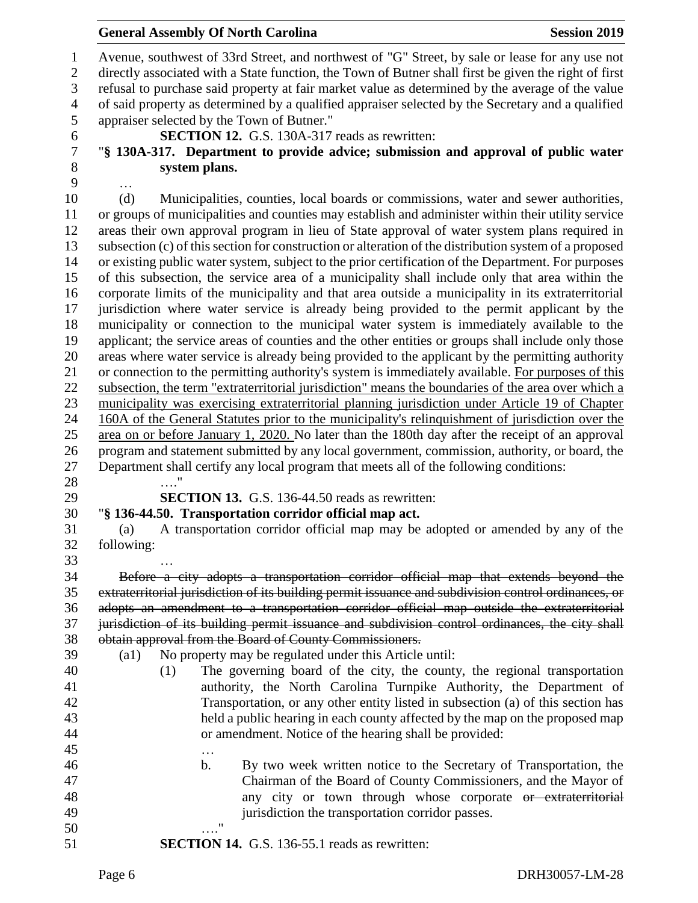Avenue, southwest of 33rd Street, and northwest of "G" Street, by sale or lease for any use not directly associated with a State function, the Town of Butner shall first be given the right of first refusal to purchase said property at fair market value as determined by the average of the value of said property as determined by a qualified appraiser selected by the Secretary and a qualified appraiser selected by the Town of Butner."

**SECTION 12.** G.S. 130A-317 reads as rewritten:

"**§ 130A-317. Department to provide advice; submission and approval of public water system plans.**

…

(d) Municipalities, counties, local boards or commissions, water and sewer authorities, or groups of municipalities and counties may establish and administer within their utility service areas their own approval program in lieu of State approval of water system plans required in subsection (c) of this section for construction or alteration of the distribution system of a proposed or existing public water system, subject to the prior certification of the Department. For purposes of this subsection, the service area of a municipality shall include only that area within the corporate limits of the municipality and that area outside a municipality in its extraterritorial jurisdiction where water service is already being provided to the permit applicant by the municipality or connection to the municipal water system is immediately available to the applicant; the service areas of counties and the other entities or groups shall include only those areas where water service is already being provided to the applicant by the permitting authority or connection to the permitting authority's system is immediately available. <u>For purposes of this subsection, the term "extraterritorial jurisdiction" means the boundaries of the area over which a municipality was exercising extraterritorial planning jurisdiction under Article 19 of Chapter 160A of the General Statutes prior to the municipality's relinquishment of jurisdiction over the area on or before January 1, 2020.</u> No later than the 180th day after the receipt of an approval program and statement submitted by any local government, commission, authority, or board, the Department shall certify any local program that meets all of the following conditions:

…."

**SECTION 13.** G.S. 136-44.50 reads as rewritten:

"**§ 136-44.50. Transportation corridor official map act.**

(a) A transportation corridor official map may be adopted or amended by any of the following:

…

~~Before a city adopts a transportation corridor official map that extends beyond the extraterritorial jurisdiction of its building permit issuance and subdivision control ordinances, or adopts an amendment to a transportation corridor official map outside the extraterritorial jurisdiction of its building permit issuance and subdivision control ordinances, the city shall obtain approval from the Board of County Commissioners.~~

(a1) No property may be regulated under this Article until:

(1) The governing board of the city, the county, the regional transportation authority, the North Carolina Turnpike Authority, the Department of Transportation, or any other entity listed in subsection (a) of this section has held a public hearing in each county affected by the map on the proposed map or amendment. Notice of the hearing shall be provided:

…

b. By two week written notice to the Secretary of Transportation, the Chairman of the Board of County Commissioners, and the Mayor of any city or town through whose corporate ~~or extraterritorial~~ jurisdiction the transportation corridor passes.

…."

**SECTION 14.** G.S. 136-55.1 reads as rewritten: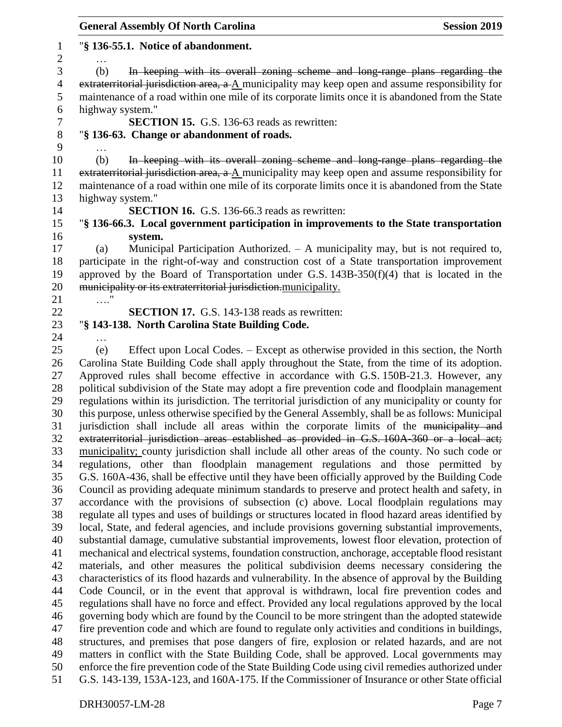"**§ 136-55.1. Notice of abandonment.**

…

(b) ~~In keeping with its overall zoning scheme and long-range plans regarding the extraterritorial jurisdiction area, a~~ <u>A</u> municipality may keep open and assume responsibility for maintenance of a road within one mile of its corporate limits once it is abandoned from the State highway system."

**SECTION 15.** G.S. 136-63 reads as rewritten:

"**§ 136-63. Change or abandonment of roads.**

…

(b) ~~In keeping with its overall zoning scheme and long-range plans regarding the extraterritorial jurisdiction area, a~~ <u>A</u> municipality may keep open and assume responsibility for maintenance of a road within one mile of its corporate limits once it is abandoned from the State highway system."

**SECTION 16.** G.S. 136-66.3 reads as rewritten:

"**§ 136-66.3. Local government participation in improvements to the State transportation system.**

(a) Municipal Participation Authorized. – A municipality may, but is not required to, participate in the right-of-way and construction cost of a State transportation improvement approved by the Board of Transportation under G.S. 143B-350(f)(4) that is located in the ~~municipality or its extraterritorial jurisdiction.~~<u>municipality.</u>

…."

**SECTION 17.** G.S. 143-138 reads as rewritten:

"**§ 143-138. North Carolina State Building Code.**

…

(e) Effect upon Local Codes. – Except as otherwise provided in this section, the North Carolina State Building Code shall apply throughout the State, from the time of its adoption. Approved rules shall become effective in accordance with G.S. 150B-21.3. However, any political subdivision of the State may adopt a fire prevention code and floodplain management regulations within its jurisdiction. The territorial jurisdiction of any municipality or county for this purpose, unless otherwise specified by the General Assembly, shall be as follows: Municipal jurisdiction shall include all areas within the corporate limits of the ~~municipality and extraterritorial jurisdiction areas established as provided in G.S. 160A-360 or a local act;~~ <u>municipality;</u> county jurisdiction shall include all other areas of the county. No such code or regulations, other than floodplain management regulations and those permitted by G.S. 160A-436, shall be effective until they have been officially approved by the Building Code Council as providing adequate minimum standards to preserve and protect health and safety, in accordance with the provisions of subsection (c) above. Local floodplain regulations may regulate all types and uses of buildings or structures located in flood hazard areas identified by local, State, and federal agencies, and include provisions governing substantial improvements, substantial damage, cumulative substantial improvements, lowest floor elevation, protection of mechanical and electrical systems, foundation construction, anchorage, acceptable flood resistant materials, and other measures the political subdivision deems necessary considering the characteristics of its flood hazards and vulnerability. In the absence of approval by the Building Code Council, or in the event that approval is withdrawn, local fire prevention codes and regulations shall have no force and effect. Provided any local regulations approved by the local governing body which are found by the Council to be more stringent than the adopted statewide fire prevention code and which are found to regulate only activities and conditions in buildings, structures, and premises that pose dangers of fire, explosion or related hazards, and are not matters in conflict with the State Building Code, shall be approved. Local governments may enforce the fire prevention code of the State Building Code using civil remedies authorized under G.S. 143-139, 153A-123, and 160A-175. If the Commissioner of Insurance or other State official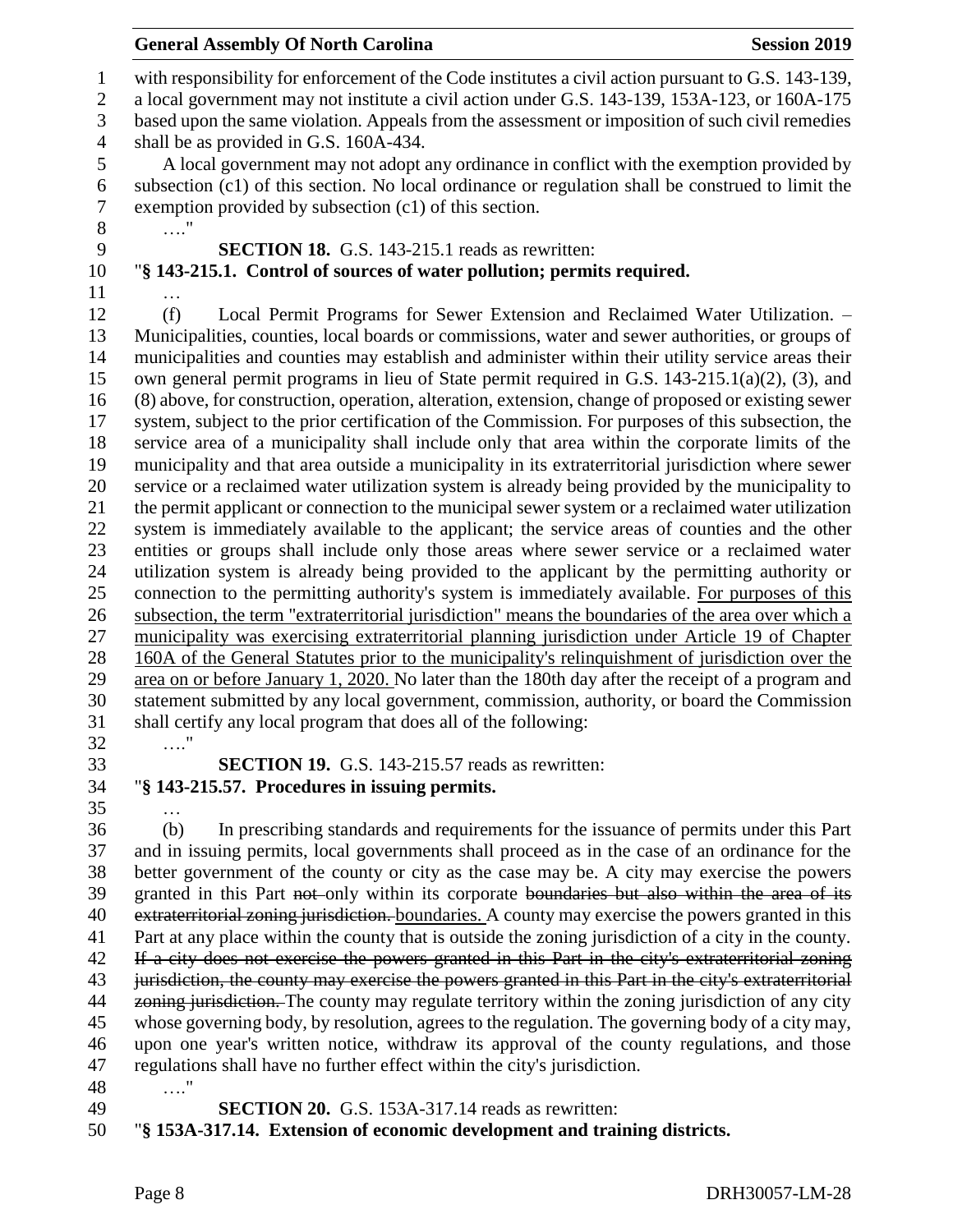with responsibility for enforcement of the Code institutes a civil action pursuant to G.S. 143-139, a local government may not institute a civil action under G.S. 143-139, 153A-123, or 160A-175 based upon the same violation. Appeals from the assessment or imposition of such civil remedies shall be as provided in G.S. 160A-434.

A local government may not adopt any ordinance in conflict with the exemption provided by subsection (c1) of this section. No local ordinance or regulation shall be construed to limit the exemption provided by subsection (c1) of this section.

…."

**SECTION 18.** G.S. 143-215.1 reads as rewritten:

"**§ 143-215.1. Control of sources of water pollution; permits required.**

…

(f) Local Permit Programs for Sewer Extension and Reclaimed Water Utilization. – Municipalities, counties, local boards or commissions, water and sewer authorities, or groups of municipalities and counties may establish and administer within their utility service areas their own general permit programs in lieu of State permit required in G.S. 143-215.1(a)(2), (3), and (8) above, for construction, operation, alteration, extension, change of proposed or existing sewer system, subject to the prior certification of the Commission. For purposes of this subsection, the service area of a municipality shall include only that area within the corporate limits of the municipality and that area outside a municipality in its extraterritorial jurisdiction where sewer service or a reclaimed water utilization system is already being provided by the municipality to the permit applicant or connection to the municipal sewer system or a reclaimed water utilization system is immediately available to the applicant; the service areas of counties and the other entities or groups shall include only those areas where sewer service or a reclaimed water utilization system is already being provided to the applicant by the permitting authority or connection to the permitting authority's system is immediately available. For purposes of this subsection, the term "extraterritorial jurisdiction" means the boundaries of the area over which a municipality was exercising extraterritorial planning jurisdiction under Article 19 of Chapter 160A of the General Statutes prior to the municipality's relinquishment of jurisdiction over the area on or before January 1, 2020. No later than the 180th day after the receipt of a program and statement submitted by any local government, commission, authority, or board the Commission shall certify any local program that does all of the following:

…."

**SECTION 19.** G.S. 143-215.57 reads as rewritten:

"**§ 143-215.57. Procedures in issuing permits.**

…

(b) In prescribing standards and requirements for the issuance of permits under this Part and in issuing permits, local governments shall proceed as in the case of an ordinance for the better government of the county or city as the case may be. A city may exercise the powers granted in this Part ~~not~~ only within its corporate ~~boundaries but also within the area of its extraterritorial zoning jurisdiction.~~ boundaries. A county may exercise the powers granted in this Part at any place within the county that is outside the zoning jurisdiction of a city in the county. ~~If a city does not exercise the powers granted in this Part in the city's extraterritorial zoning jurisdiction, the county may exercise the powers granted in this Part in the city's extraterritorial zoning jurisdiction.~~ The county may regulate territory within the zoning jurisdiction of any city whose governing body, by resolution, agrees to the regulation. The governing body of a city may, upon one year's written notice, withdraw its approval of the county regulations, and those regulations shall have no further effect within the city's jurisdiction.

…."

**SECTION 20.** G.S. 153A-317.14 reads as rewritten:

"**§ 153A-317.14. Extension of economic development and training districts.**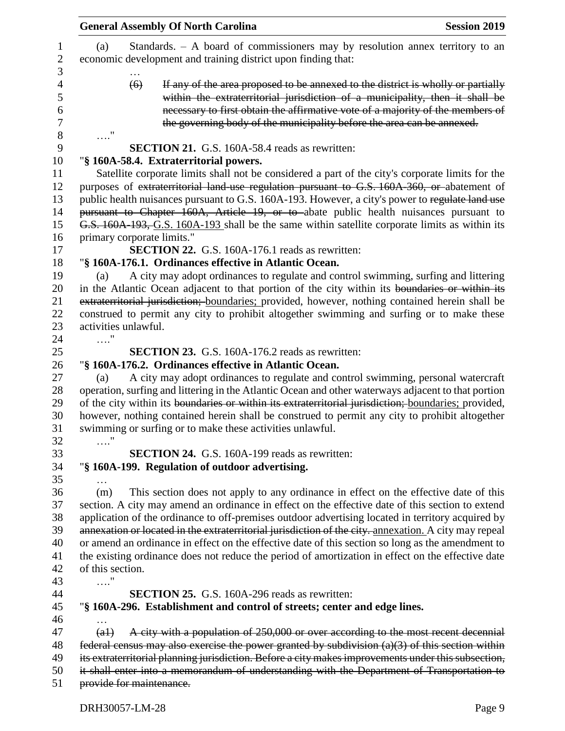(a) Standards. – A board of commissioners may by resolution annex territory to an economic development and training district upon finding that:

…

~~(6) If any of the area proposed to be annexed to the district is wholly or partially within the extraterritorial jurisdiction of a municipality, then it shall be necessary to first obtain the affirmative vote of a majority of the members of the governing body of the municipality before the area can be annexed.~~

…."

**SECTION 21.** G.S. 160A-58.4 reads as rewritten:

"**§ 160A-58.4. Extraterritorial powers.**

Satellite corporate limits shall not be considered a part of the city's corporate limits for the purposes of ~~extraterritorial land-use regulation pursuant to G.S. 160A-360, or~~ abatement of public health nuisances pursuant to G.S. 160A-193. However, a city's power to ~~regulate land use pursuant to Chapter 160A, Article 19, or to~~ abate public health nuisances pursuant to ~~G.S. 160A-193,~~ G.S. 160A-193 shall be the same within satellite corporate limits as within its primary corporate limits."

**SECTION 22.** G.S. 160A-176.1 reads as rewritten:

"**§ 160A-176.1. Ordinances effective in Atlantic Ocean.**

(a) A city may adopt ordinances to regulate and control swimming, surfing and littering in the Atlantic Ocean adjacent to that portion of the city within its ~~boundaries or within its extraterritorial jurisdiction;~~ boundaries; provided, however, nothing contained herein shall be construed to permit any city to prohibit altogether swimming and surfing or to make these activities unlawful.

…."

**SECTION 23.** G.S. 160A-176.2 reads as rewritten:

"**§ 160A-176.2. Ordinances effective in Atlantic Ocean.**

(a) A city may adopt ordinances to regulate and control swimming, personal watercraft operation, surfing and littering in the Atlantic Ocean and other waterways adjacent to that portion of the city within its ~~boundaries or within its extraterritorial jurisdiction;~~ boundaries; provided, however, nothing contained herein shall be construed to permit any city to prohibit altogether swimming or surfing or to make these activities unlawful.

…."

**SECTION 24.** G.S. 160A-199 reads as rewritten:

"**§ 160A-199. Regulation of outdoor advertising.**

…

(m) This section does not apply to any ordinance in effect on the effective date of this section. A city may amend an ordinance in effect on the effective date of this section to extend application of the ordinance to off-premises outdoor advertising located in territory acquired by ~~annexation or located in the extraterritorial jurisdiction of the city.~~ annexation. A city may repeal or amend an ordinance in effect on the effective date of this section so long as the amendment to the existing ordinance does not reduce the period of amortization in effect on the effective date of this section.

…."

**SECTION 25.** G.S. 160A-296 reads as rewritten:

"**§ 160A-296. Establishment and control of streets; center and edge lines.**

…

~~(a1) A city with a population of 250,000 or over according to the most recent decennial federal census may also exercise the power granted by subdivision (a)(3) of this section within its extraterritorial planning jurisdiction. Before a city makes improvements under this subsection, it shall enter into a memorandum of understanding with the Department of Transportation to provide for maintenance.~~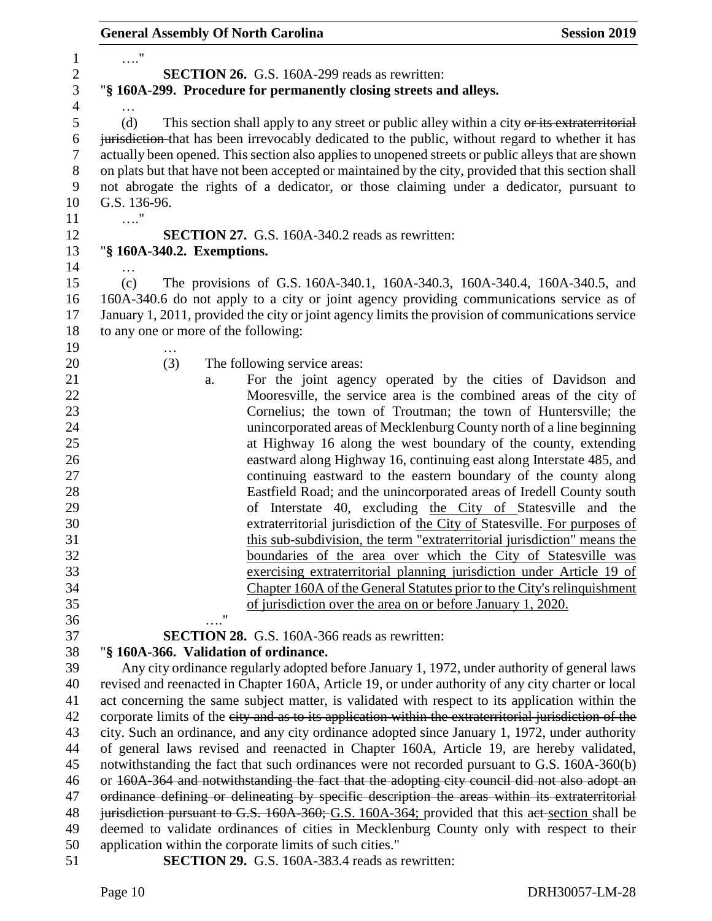…."

**SECTION 26.** G.S. 160A-299 reads as rewritten:

"**§ 160A-299. Procedure for permanently closing streets and alleys.**

…

(d) This section shall apply to any street or public alley within a city ~~or its extraterritorial jurisdiction~~ that has been irrevocably dedicated to the public, without regard to whether it has actually been opened. This section also applies to unopened streets or public alleys that are shown on plats but that have not been accepted or maintained by the city, provided that this section shall not abrogate the rights of a dedicator, or those claiming under a dedicator, pursuant to G.S. 136-96.

…."

**SECTION 27.** G.S. 160A-340.2 reads as rewritten:

"**§ 160A-340.2. Exemptions.**

…

(c) The provisions of G.S. 160A-340.1, 160A-340.3, 160A-340.4, 160A-340.5, and 160A-340.6 do not apply to a city or joint agency providing communications service as of January 1, 2011, provided the city or joint agency limits the provision of communications service to any one or more of the following:

…

(3) The following service areas:

a. For the joint agency operated by the cities of Davidson and Mooresville, the service area is the combined areas of the city of Cornelius; the town of Troutman; the town of Huntersville; the unincorporated areas of Mecklenburg County north of a line beginning at Highway 16 along the west boundary of the county, extending eastward along Highway 16, continuing east along Interstate 485, and continuing eastward to the eastern boundary of the county along Eastfield Road; and the unincorporated areas of Iredell County south of Interstate 40, excluding <u>the City of</u> Statesville and the extraterritorial jurisdiction of <u>the City of</u> Statesville. <u>For purposes of this sub-subdivision, the term "extraterritorial jurisdiction" means the boundaries of the area over which the City of Statesville was exercising extraterritorial planning jurisdiction under Article 19 of Chapter 160A of the General Statutes prior to the City's relinquishment of jurisdiction over the area on or before January 1, 2020.</u>

…."

**SECTION 28.** G.S. 160A-366 reads as rewritten:

"**§ 160A-366. Validation of ordinance.**

Any city ordinance regularly adopted before January 1, 1972, under authority of general laws revised and reenacted in Chapter 160A, Article 19, or under authority of any city charter or local act concerning the same subject matter, is validated with respect to its application within the corporate limits of the ~~city and as to its application within the extraterritorial jurisdiction of the~~ city. Such an ordinance, and any city ordinance adopted since January 1, 1972, under authority of general laws revised and reenacted in Chapter 160A, Article 19, are hereby validated, notwithstanding the fact that such ordinances were not recorded pursuant to G.S. 160A-360(b) or ~~160A-364 and notwithstanding the fact that the adopting city council did not also adopt an ordinance defining or delineating by specific description the areas within its extraterritorial jurisdiction pursuant to G.S. 160A-360;~~ <u>G.S. 160A-364;</u> provided that this ~~act~~ <u>section</u> shall be deemed to validate ordinances of cities in Mecklenburg County only with respect to their application within the corporate limits of such cities."

**SECTION 29.** G.S. 160A-383.4 reads as rewritten: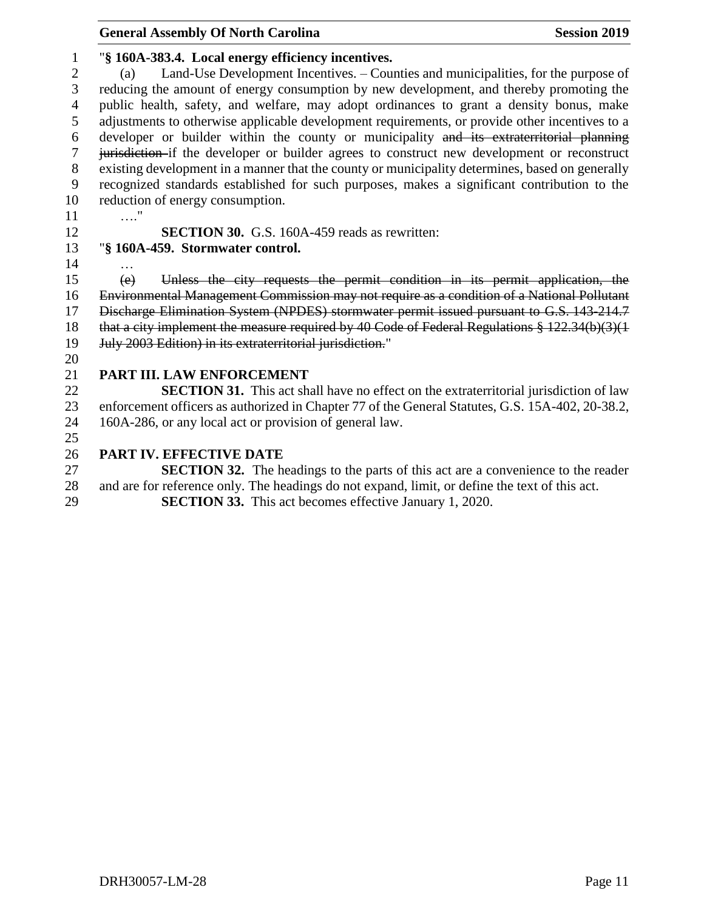"**§ 160A-383.4. Local energy efficiency incentives.**

(a) Land-Use Development Incentives. – Counties and municipalities, for the purpose of reducing the amount of energy consumption by new development, and thereby promoting the public health, safety, and welfare, may adopt ordinances to grant a density bonus, make adjustments to otherwise applicable development requirements, or provide other incentives to a developer or builder within the county or municipality ~~and its extraterritorial planning jurisdiction~~ if the developer or builder agrees to construct new development or reconstruct existing development in a manner that the county or municipality determines, based on generally recognized standards established for such purposes, makes a significant contribution to the reduction of energy consumption.

…."

**SECTION 30.** G.S. 160A-459 reads as rewritten:

"**§ 160A-459. Stormwater control.**

…

~~(e) Unless the city requests the permit condition in its permit application, the Environmental Management Commission may not require as a condition of a National Pollutant Discharge Elimination System (NPDES) stormwater permit issued pursuant to G.S. 143-214.7 that a city implement the measure required by 40 Code of Federal Regulations § 122.34(b)(3)(1 July 2003 Edition) in its extraterritorial jurisdiction.~~"

## PART III. LAW ENFORCEMENT

**SECTION 31.** This act shall have no effect on the extraterritorial jurisdiction of law enforcement officers as authorized in Chapter 77 of the General Statutes, G.S. 15A-402, 20-38.2, 160A-286, or any local act or provision of general law.

## PART IV. EFFECTIVE DATE

**SECTION 32.** The headings to the parts of this act are a convenience to the reader and are for reference only. The headings do not expand, limit, or define the text of this act.

**SECTION 33.** This act becomes effective January 1, 2020.